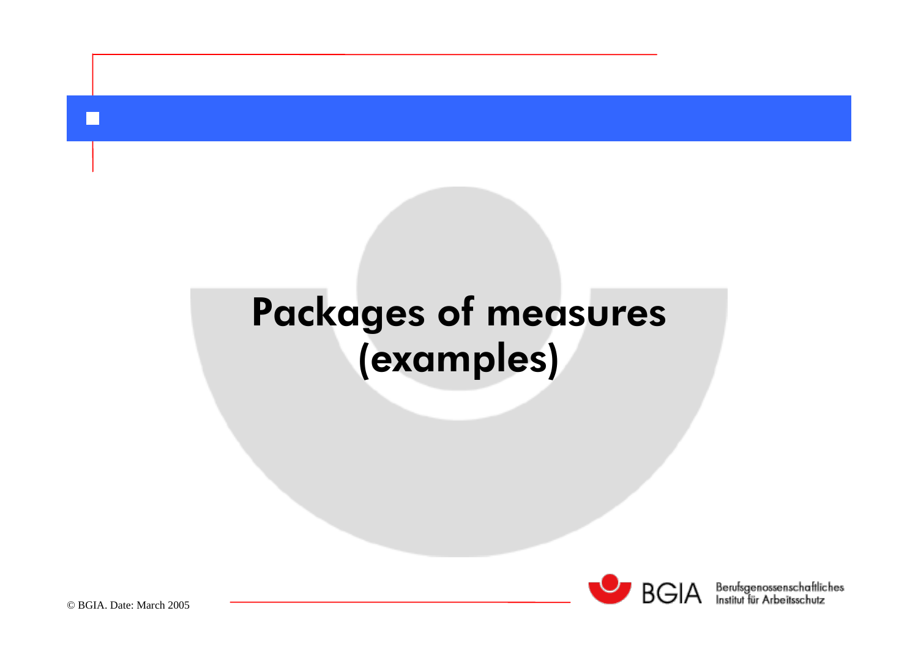# Packages of measures (examples)

© BGIA. Date: March 2005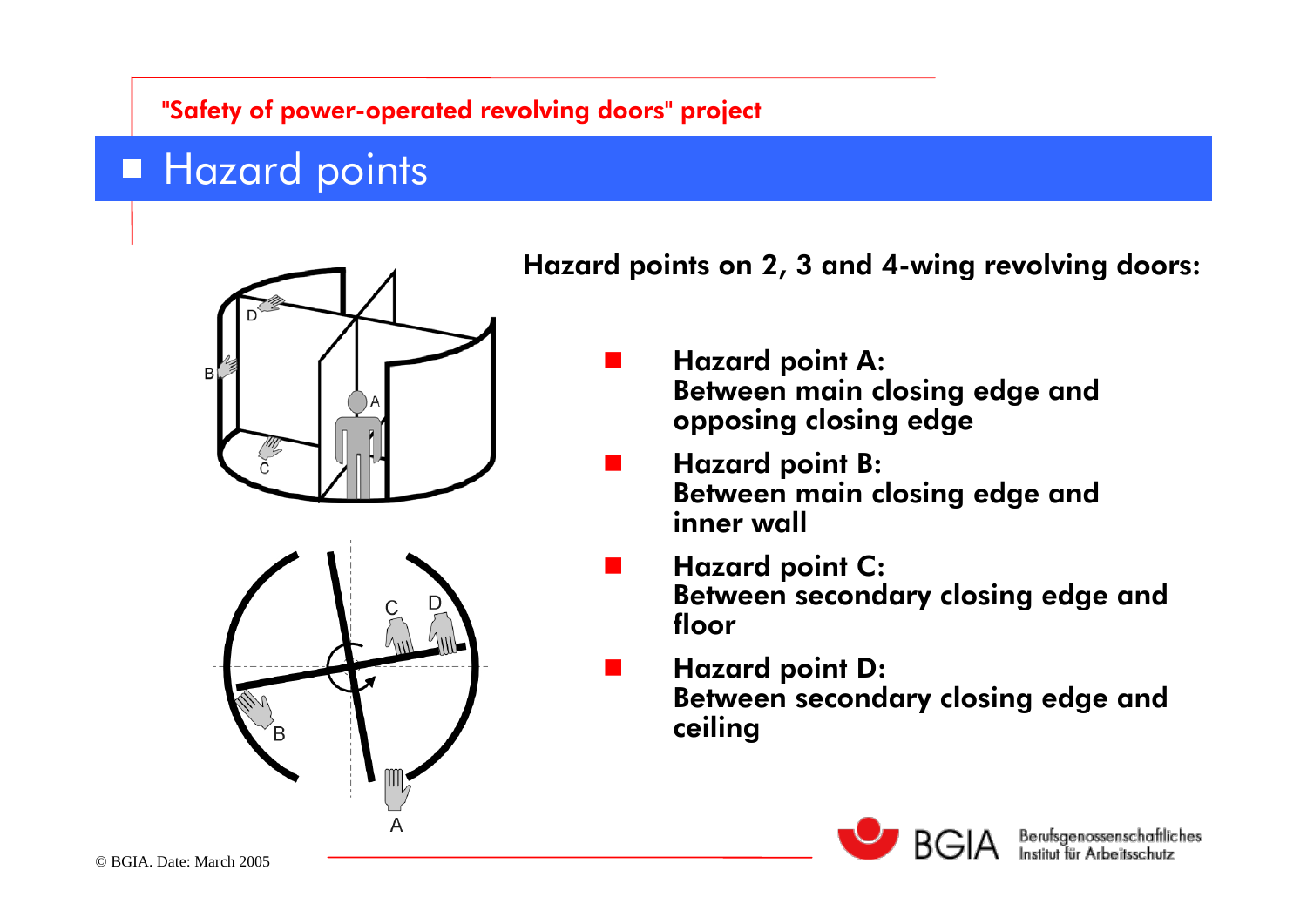"Safety of power-operated revolving doors" project

# Hazard points

**Hazard points on 2, 3 and 4-wing revolving doors:**

- **Hazard point A:**
  **Between main closing edge and opposing closing edge**
- **Hazard point B:**
  **Between main closing edge and inner wall**
- **Hazard point C:**
  **Between secondary closing edge and floor**
- **Hazard point D:**
  **Between secondary closing edge and ceiling**

© BGIA. Date: March 2005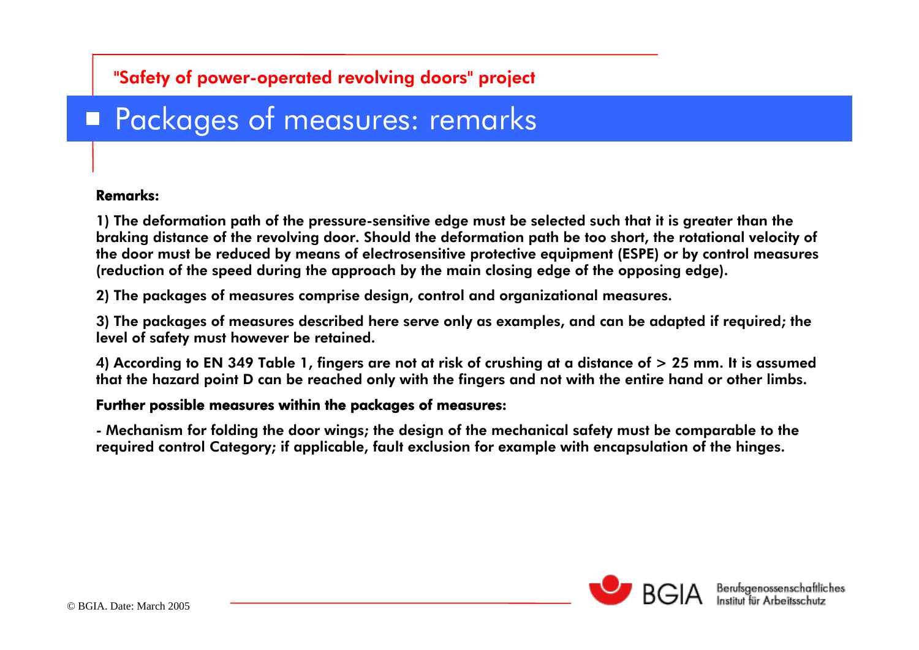"Safety of power-operated revolving doors" project

# Packages of measures: remarks

**Remarks:**

1) The deformation path of the pressure-sensitive edge must be selected such that it is greater than the braking distance of the revolving door. Should the deformation path be too short, the rotational velocity of the door must be reduced by means of electrosensitive protective equipment (ESPE) or by control measures (reduction of the speed during the approach by the main closing edge of the opposing edge).

2) The packages of measures comprise design, control and organizational measures.

3) The packages of measures described here serve only as examples, and can be adapted if required; the level of safety must however be retained.

4) According to EN 349 Table 1, fingers are not at risk of crushing at a distance of > 25 mm. It is assumed that the hazard point D can be reached only with the fingers and not with the entire hand or other limbs.

**Further possible measures within the packages of measures:**

- Mechanism for folding the door wings; the design of the mechanical safety must be comparable to the required control Category; if applicable, fault exclusion for example with encapsulation of the hinges.

© BGIA. Date: March 2005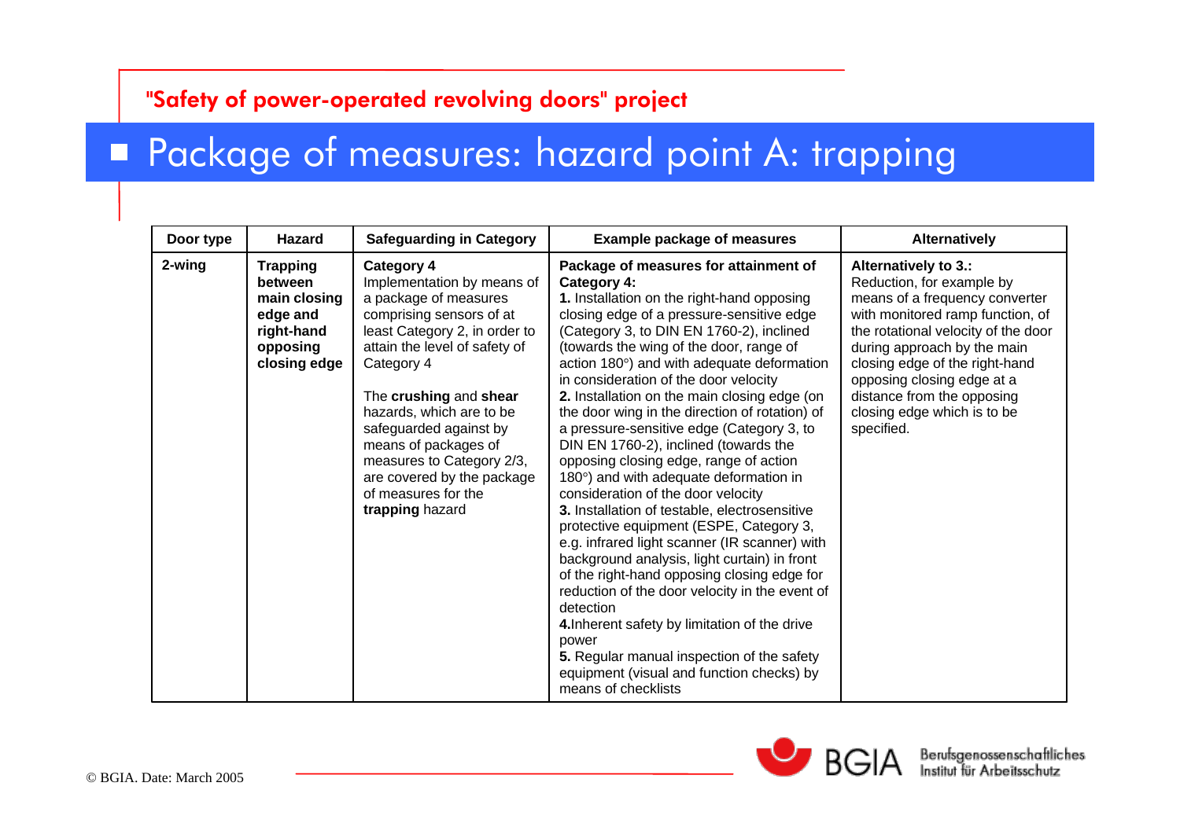"Safety of power-operated revolving doors" project

# Package of measures: hazard point A: trapping

| Door type | Hazard | Safeguarding in Category | Example package of measures | Alternatively |
|---|---|---|---|---|
| 2-wing | **Trapping between main closing edge and right-hand opposing closing edge** | **Category 4**<br>Implementation by means of a package of measures comprising sensors of at least Category 2, in order to attain the level of safety of Category 4<br><br>The **crushing** and **shear** hazards, which are to be safeguarded against by means of packages of measures to Category 2/3, are covered by the package of measures for the **trapping** hazard | **Package of measures for attainment of Category 4:**<br>**1.** Installation on the right-hand opposing closing edge of a pressure-sensitive edge (Category 3, to DIN EN 1760-2), inclined (towards the wing of the door, range of action 180°) and with adequate deformation in consideration of the door velocity<br>**2.** Installation on the main closing edge (on the door wing in the direction of rotation) of a pressure-sensitive edge (Category 3, to DIN EN 1760-2), inclined (towards the opposing closing edge, range of action 180°) and with adequate deformation in consideration of the door velocity<br>**3.** Installation of testable, electrosensitive protective equipment (ESPE, Category 3, e.g. infrared light scanner (IR scanner) with background analysis, light curtain) in front of the right-hand opposing closing edge for reduction of the door velocity in the event of detection<br>**4.**Inherent safety by limitation of the drive power<br>**5.** Regular manual inspection of the safety equipment (visual and function checks) by means of checklists | **Alternatively to 3.:**<br>Reduction, for example by means of a frequency converter with monitored ramp function, of the rotational velocity of the door during approach by the main closing edge of the right-hand opposing closing edge at a distance from the opposing closing edge which is to be specified. |

© BGIA. Date: March 2005

BGIA Berufsgenossenschaftliches Institut für Arbeitsschutz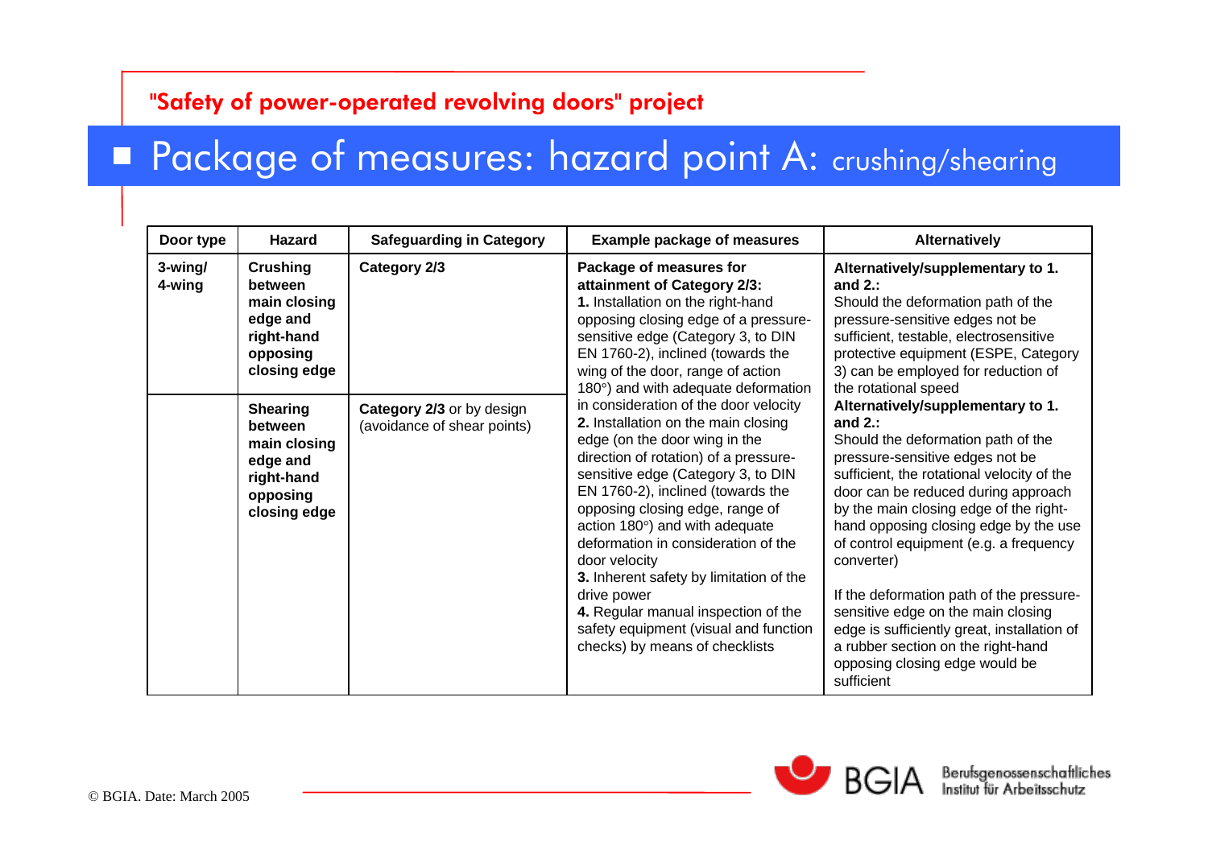"Safety of power-operated revolving doors" project

# Package of measures: hazard point A: crushing/shearing

| Door type | Hazard | Safeguarding in Category | Example package of measures | Alternatively |
|---|---|---|---|---|
| 3-wing/ 4-wing | **Crushing between main closing edge and right-hand opposing closing edge** | **Category 2/3** | **Package of measures for attainment of Category 2/3:** **1.** Installation on the right-hand opposing closing edge of a pressure-sensitive edge (Category 3, to DIN EN 1760-2), inclined (towards the wing of the door, range of action 180°) and with adequate deformation in consideration of the door velocity **2.** Installation on the main closing edge (on the door wing in the direction of rotation) of a pressure-sensitive edge (Category 3, to DIN EN 1760-2), inclined (towards the opposing closing edge, range of action 180°) and with adequate deformation in consideration of the door velocity **3.** Inherent safety by limitation of the drive power **4.** Regular manual inspection of the safety equipment (visual and function checks) by means of checklists | **Alternatively/supplementary to 1. and 2.:** Should the deformation path of the pressure-sensitive edges not be sufficient, testable, electrosensitive protective equipment (ESPE, Category 3) can be employed for reduction of the rotational speed |
| | **Shearing between main closing edge and right-hand opposing closing edge** | **Category 2/3** or by design (avoidance of shear points) | | **Alternatively/supplementary to 1. and 2.:** Should the deformation path of the pressure-sensitive edges not be sufficient, the rotational velocity of the door can be reduced during approach by the main closing edge of the right-hand opposing closing edge by the use of control equipment (e.g. a frequency converter) If the deformation path of the pressure-sensitive edge on the main closing edge is sufficiently great, installation of a rubber section on the right-hand opposing closing edge would be sufficient |

© BGIA. Date: March 2005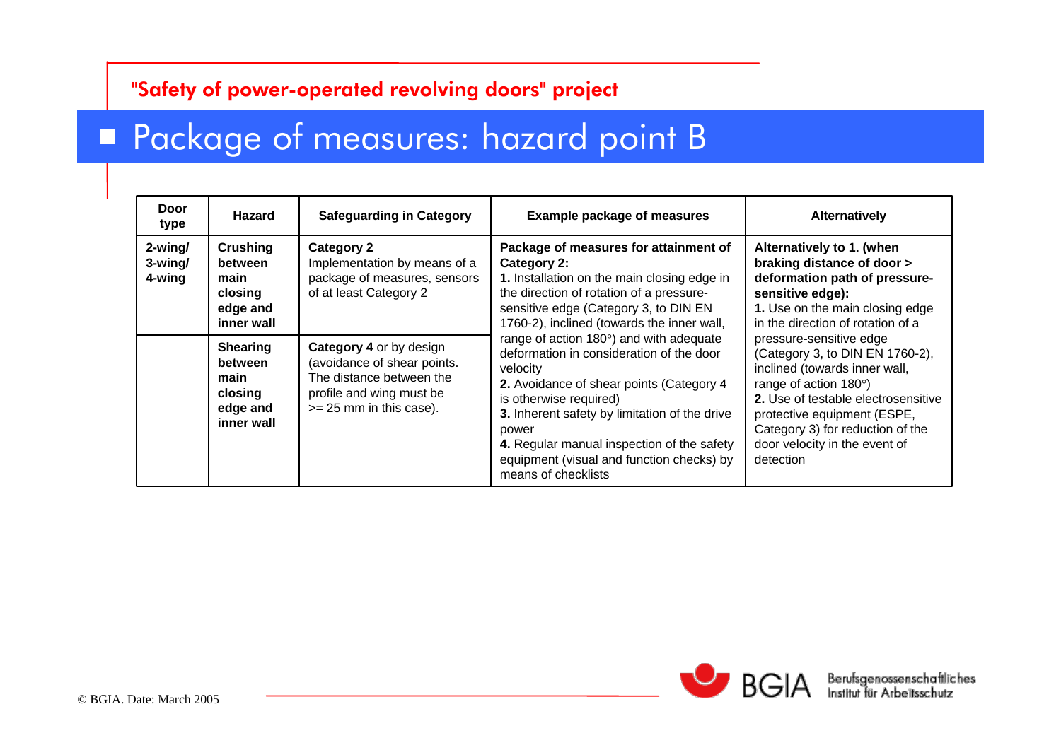"Safety of power-operated revolving doors" project

# Package of measures: hazard point B

| Door type | Hazard | Safeguarding in Category | Example package of measures | Alternatively |
|---|---|---|---|---|
| **2-wing/ 3-wing/ 4-wing** | **Crushing between main closing edge and inner wall** | **Category 2** Implementation by means of a package of measures, sensors of at least Category 2 | **Package of measures for attainment of Category 2:** **1.** Installation on the main closing edge in the direction of rotation of a pressure-sensitive edge (Category 3, to DIN EN 1760-2), inclined (towards the inner wall, range of action 180°) and with adequate deformation in consideration of the door velocity **2.** Avoidance of shear points (Category 4 is otherwise required) **3.** Inherent safety by limitation of the drive power **4.** Regular manual inspection of the safety equipment (visual and function checks) by means of checklists | **Alternatively to 1. (when braking distance of door > deformation path of pressure-sensitive edge):** **1.** Use on the main closing edge in the direction of rotation of a pressure-sensitive edge (Category 3, to DIN EN 1760-2), inclined (towards inner wall, range of action 180°) **2.** Use of testable electrosensitive protective equipment (ESPE, Category 3) for reduction of the door velocity in the event of detection |
| | **Shearing between main closing edge and inner wall** | **Category 4** or by design (avoidance of shear points. The distance between the profile and wing must be >= 25 mm in this case). | | |

© BGIA. Date: March 2005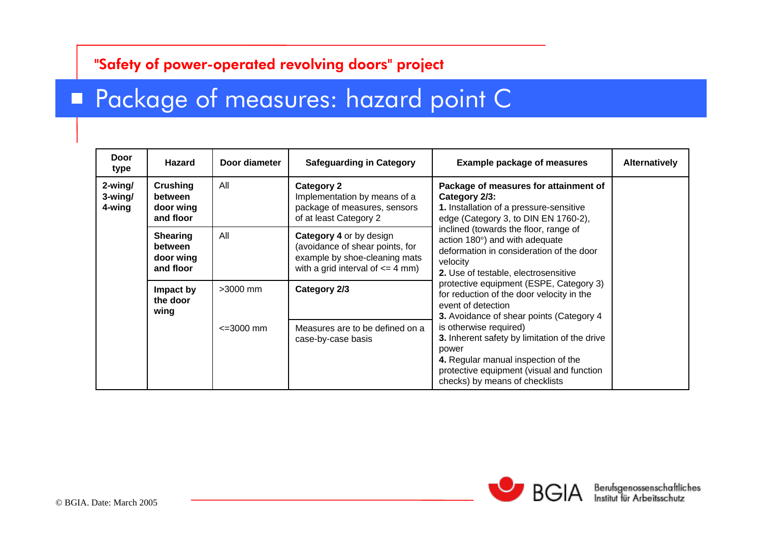"Safety of power-operated revolving doors" project

# Package of measures: hazard point C

| Door type | Hazard | Door diameter | Safeguarding in Category | Example package of measures | Alternatively |
|---|---|---|---|---|---|
| **2-wing/ 3-wing/ 4-wing** | **Crushing between door wing and floor** | All | **Category 2** Implementation by means of a package of measures, sensors of at least Category 2 | **Package of measures for attainment of Category 2/3:** **1.** Installation of a pressure-sensitive edge (Category 3, to DIN EN 1760-2), inclined (towards the floor, range of action 180°) and with adequate deformation in consideration of the door velocity **2.** Use of testable, electrosensitive protective equipment (ESPE, Category 3) for reduction of the door velocity in the event of detection **3.** Avoidance of shear points (Category 4 is otherwise required) **3.** Inherent safety by limitation of the drive power **4.** Regular manual inspection of the protective equipment (visual and function checks) by means of checklists | |
| | **Shearing between door wing and floor** | All | **Category 4** or by design (avoidance of shear points, for example by shoe-cleaning mats with a grid interval of <= 4 mm) | | |
| | **Impact by the door wing** | >3000 mm | **Category 2/3** | | |
| | | <=3000 mm | Measures are to be defined on a case-by-case basis | | |

© BGIA. Date: March 2005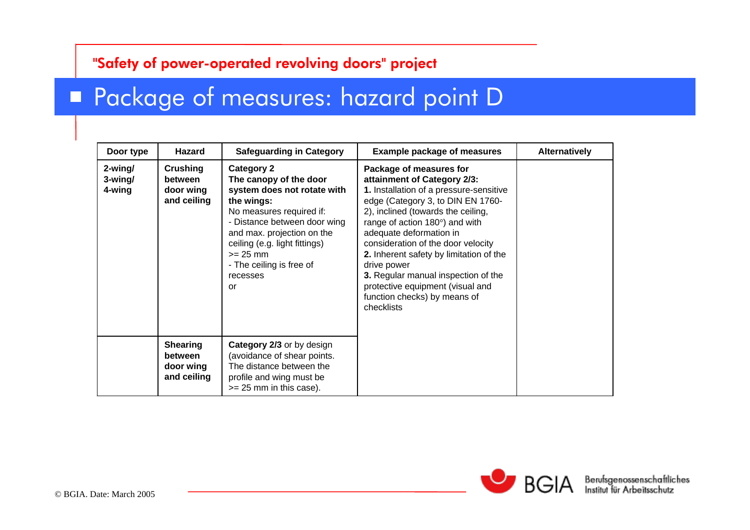"Safety of power-operated revolving doors" project

## Package of measures: hazard point D

| Door type | Hazard | Safeguarding in Category | Example package of measures | Alternatively |
|---|---|---|---|---|
| **2-wing/ 3-wing/ 4-wing** | **Crushing between door wing and ceiling** | **Category 2** **The canopy of the door system does not rotate with the wings:** No measures required if: - Distance between door wing and max. projection on the ceiling (e.g. light fittings) >= 25 mm - The ceiling is free of recesses or | **Package of measures for attainment of Category 2/3:** **1.** Installation of a pressure-sensitive edge (Category 3, to DIN EN 1760-2), inclined (towards the ceiling, range of action 180°) and with adequate deformation in consideration of the door velocity **2.** Inherent safety by limitation of the drive power **3.** Regular manual inspection of the protective equipment (visual and function checks) by means of checklists | |
| | **Shearing between door wing and ceiling** | **Category 2/3** or by design (avoidance of shear points. The distance between the profile and wing must be >= 25 mm in this case). | | |

© BGIA. Date: March 2005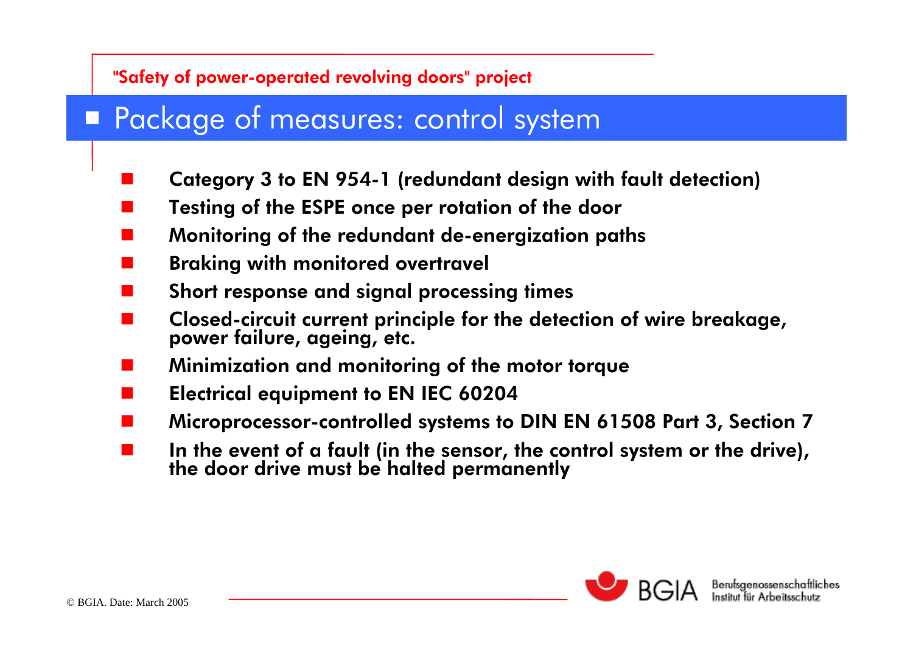"Safety of power-operated revolving doors" project

## Package of measures: control system

- **Category 3 to EN 954-1 (redundant design with fault detection)**
- **Testing of the ESPE once per rotation of the door**
- **Monitoring of the redundant de-energization paths**
- **Braking with monitored overtravel**
- **Short response and signal processing times**
- **Closed-circuit current principle for the detection of wire breakage, power failure, ageing, etc.**
- **Minimization and monitoring of the motor torque**
- **Electrical equipment to EN IEC 60204**
- **Microprocessor-controlled systems to DIN EN 61508 Part 3, Section 7**
- **In the event of a fault (in the sensor, the control system or the drive), the door drive must be halted permanently**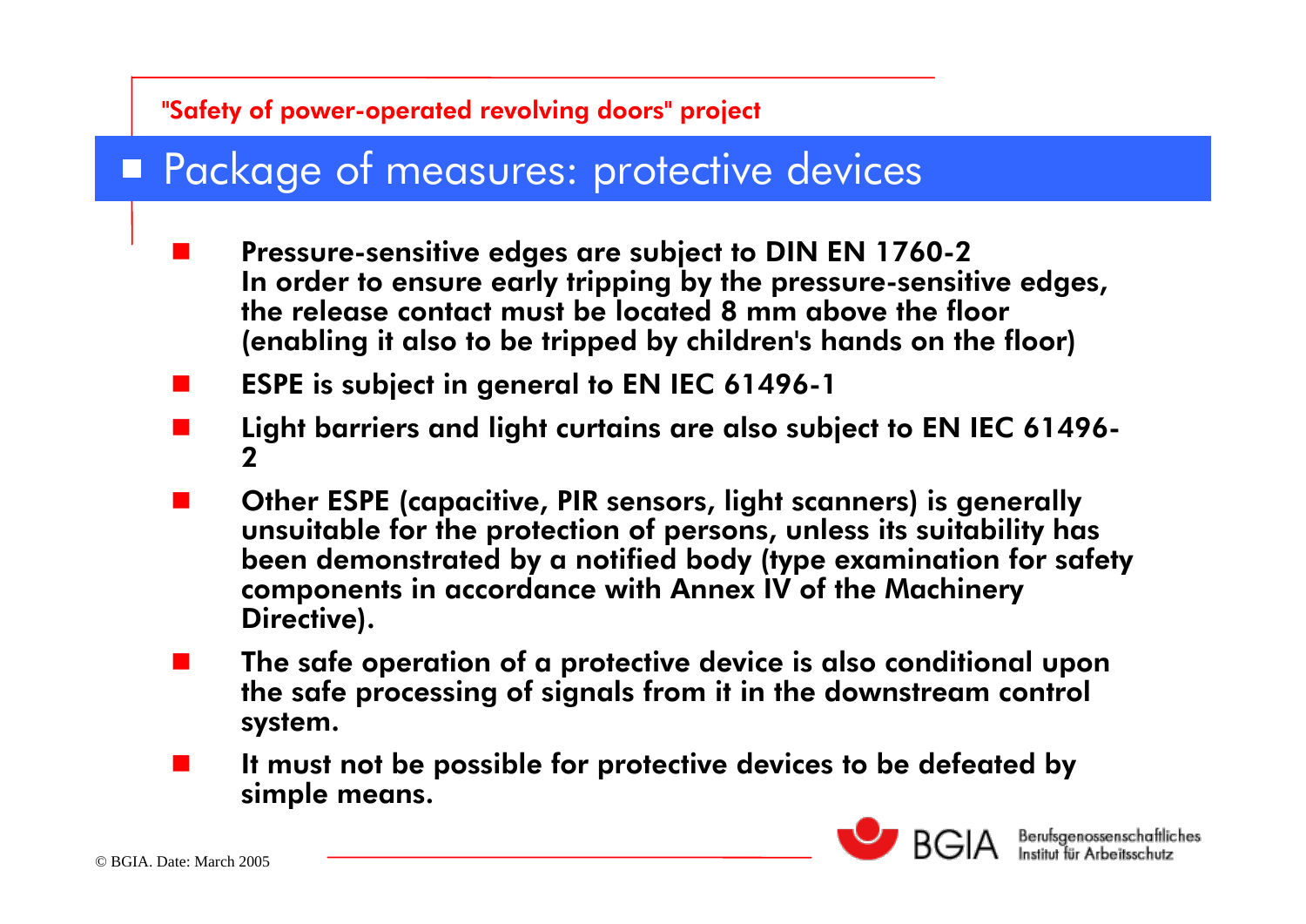"Safety of power-operated revolving doors" project

## Package of measures: protective devices

- **Pressure-sensitive edges are subject to DIN EN 1760-2 In order to ensure early tripping by the pressure-sensitive edges, the release contact must be located 8 mm above the floor (enabling it also to be tripped by children's hands on the floor)**
- **ESPE is subject in general to EN IEC 61496-1**
- **Light barriers and light curtains are also subject to EN IEC 61496-2**
- **Other ESPE (capacitive, PIR sensors, light scanners) is generally unsuitable for the protection of persons, unless its suitability has been demonstrated by a notified body (type examination for safety components in accordance with Annex IV of the Machinery Directive).**
- **The safe operation of a protective device is also conditional upon the safe processing of signals from it in the downstream control system.**
- **It must not be possible for protective devices to be defeated by simple means.**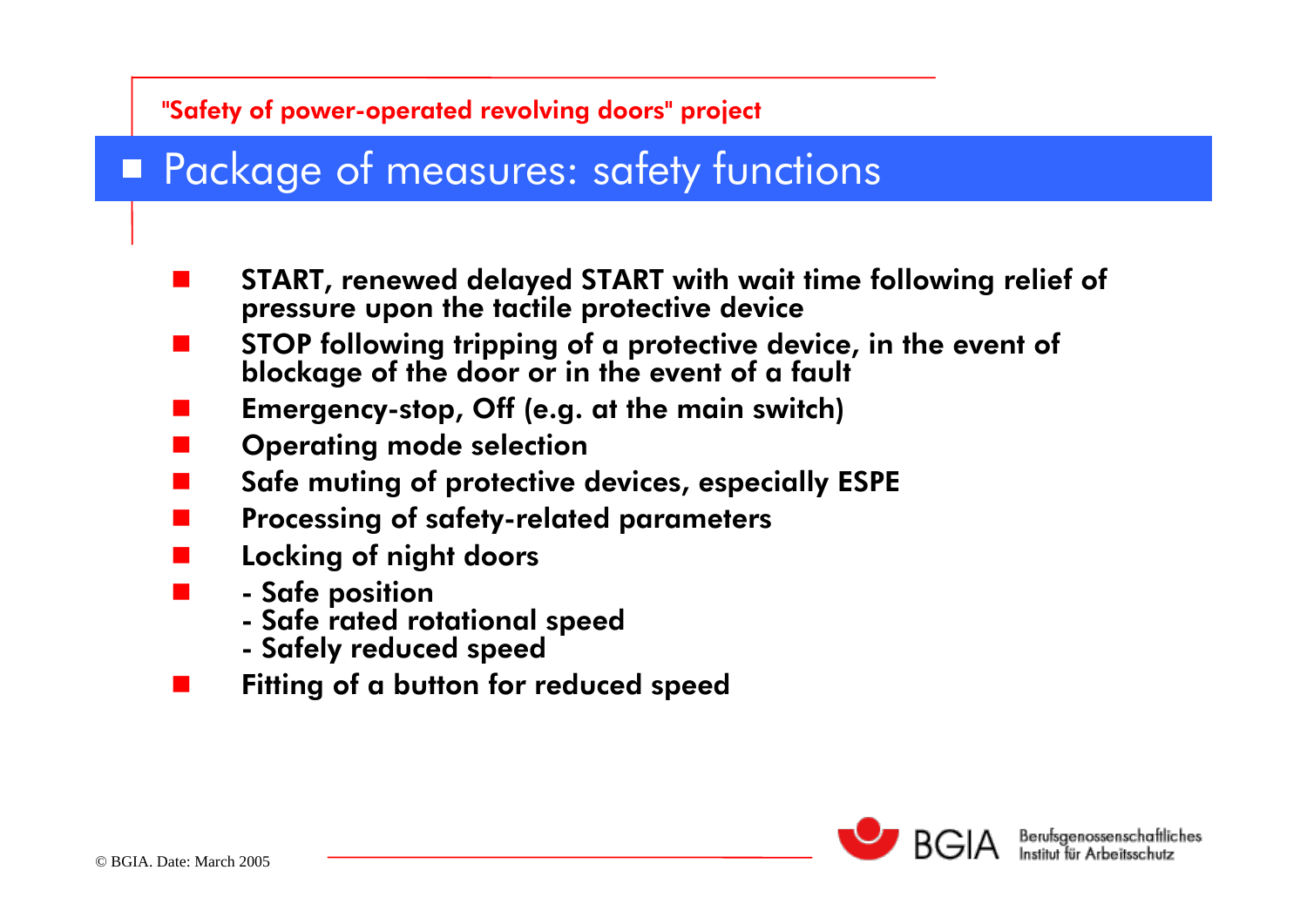"Safety of power-operated revolving doors" project

## Package of measures: safety functions

- **START, renewed delayed START with wait time following relief of pressure upon the tactile protective device**
- **STOP following tripping of a protective device, in the event of blockage of the door or in the event of a fault**
- **Emergency-stop, Off (e.g. at the main switch)**
- **Operating mode selection**
- **Safe muting of protective devices, especially ESPE**
- **Processing of safety-related parameters**
- **Locking of night doors**
- **- Safe position**
  **- Safe rated rotational speed**
  **- Safely reduced speed**
- **Fitting of a button for reduced speed**

© BGIA. Date: March 2005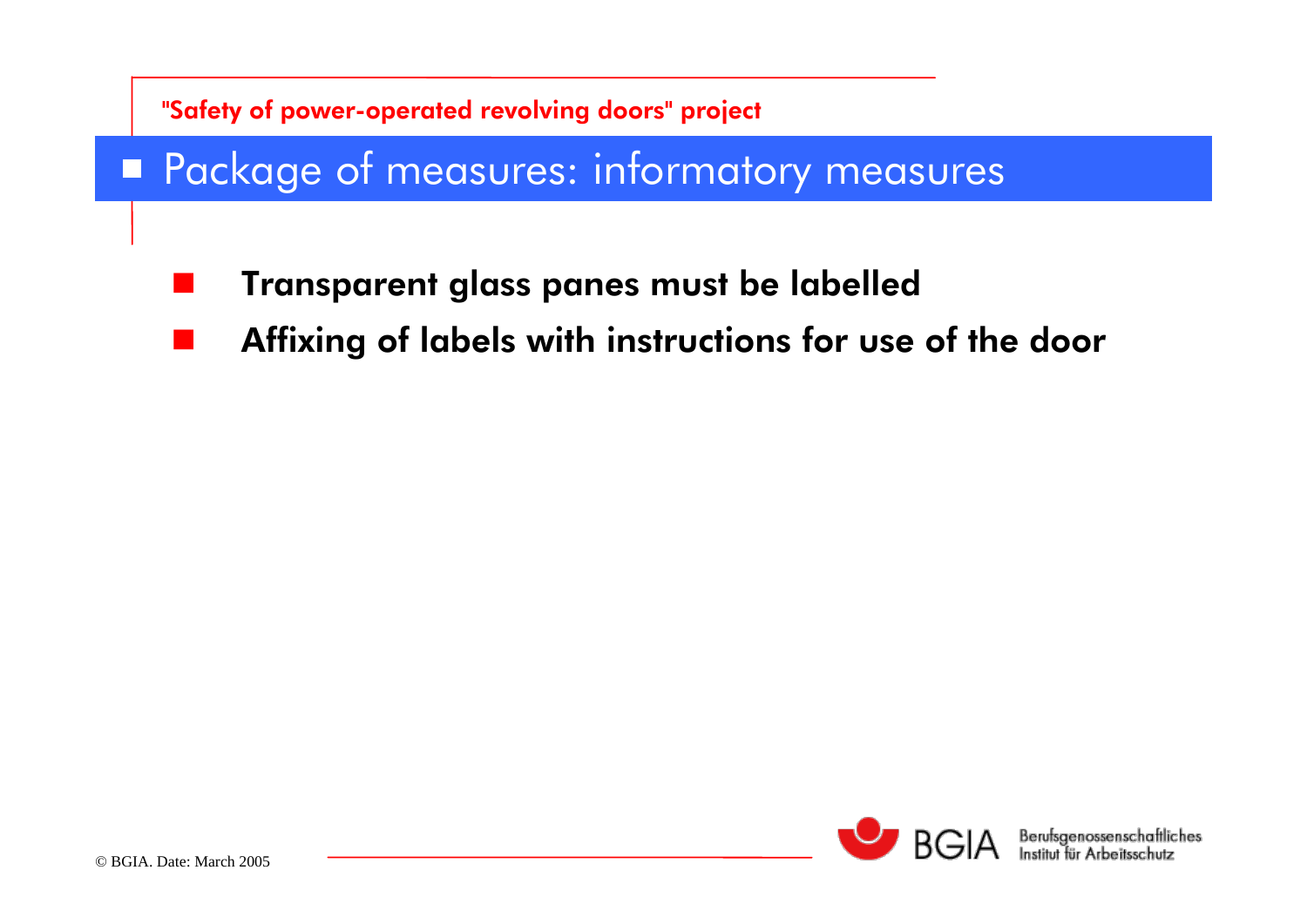## Package of measures: informatory measures

- **Transparent glass panes must be labelled**
- **Affixing of labels with instructions for use of the door**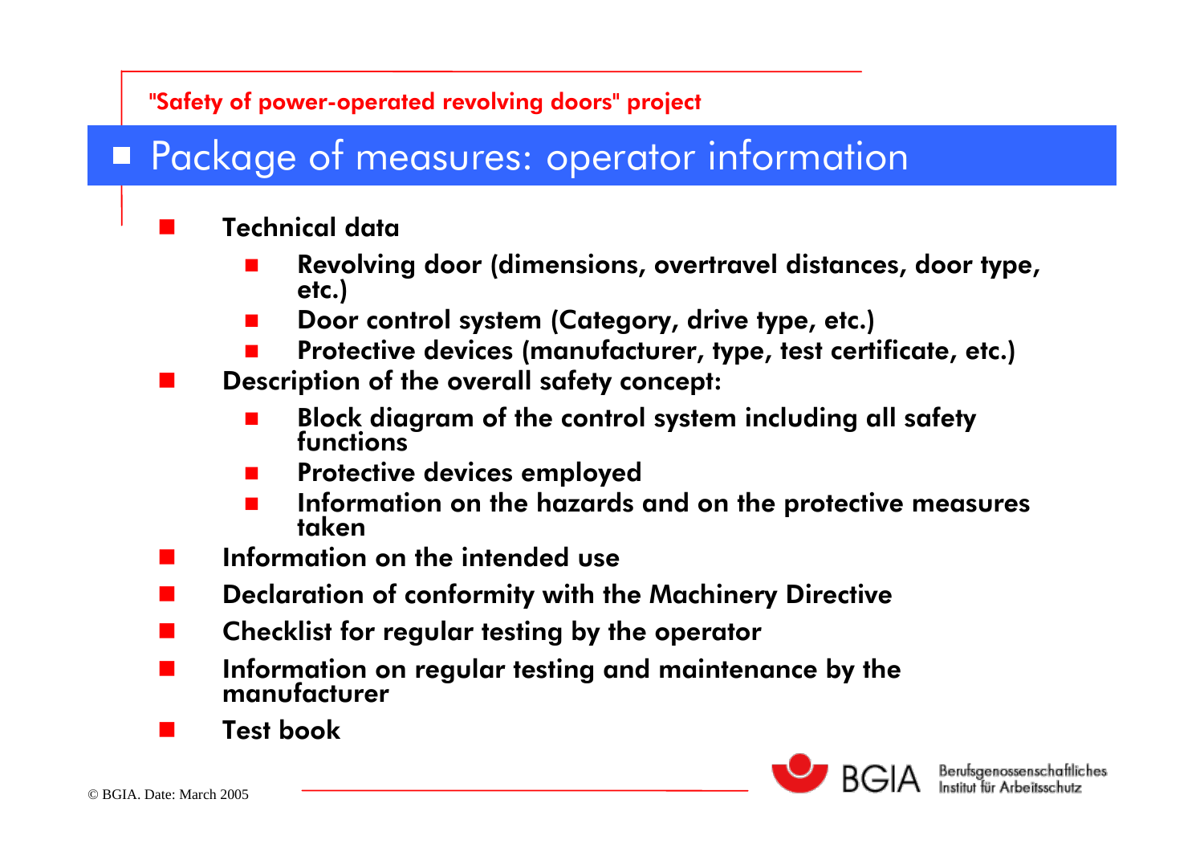"Safety of power-operated revolving doors" project

## Package of measures: operator information

- **Technical data**
  - **Revolving door (dimensions, overtravel distances, door type, etc.)**
  - **Door control system (Category, drive type, etc.)**
  - **Protective devices (manufacturer, type, test certificate, etc.)**
- **Description of the overall safety concept:**
  - **Block diagram of the control system including all safety functions**
  - **Protective devices employed**
  - **Information on the hazards and on the protective measures taken**
- **Information on the intended use**
- **Declaration of conformity with the Machinery Directive**
- **Checklist for regular testing by the operator**
- **Information on regular testing and maintenance by the manufacturer**
- **Test book**

© BGIA. Date: March 2005

BGIA Berufsgenossenschaftliches Institut für Arbeitsschutz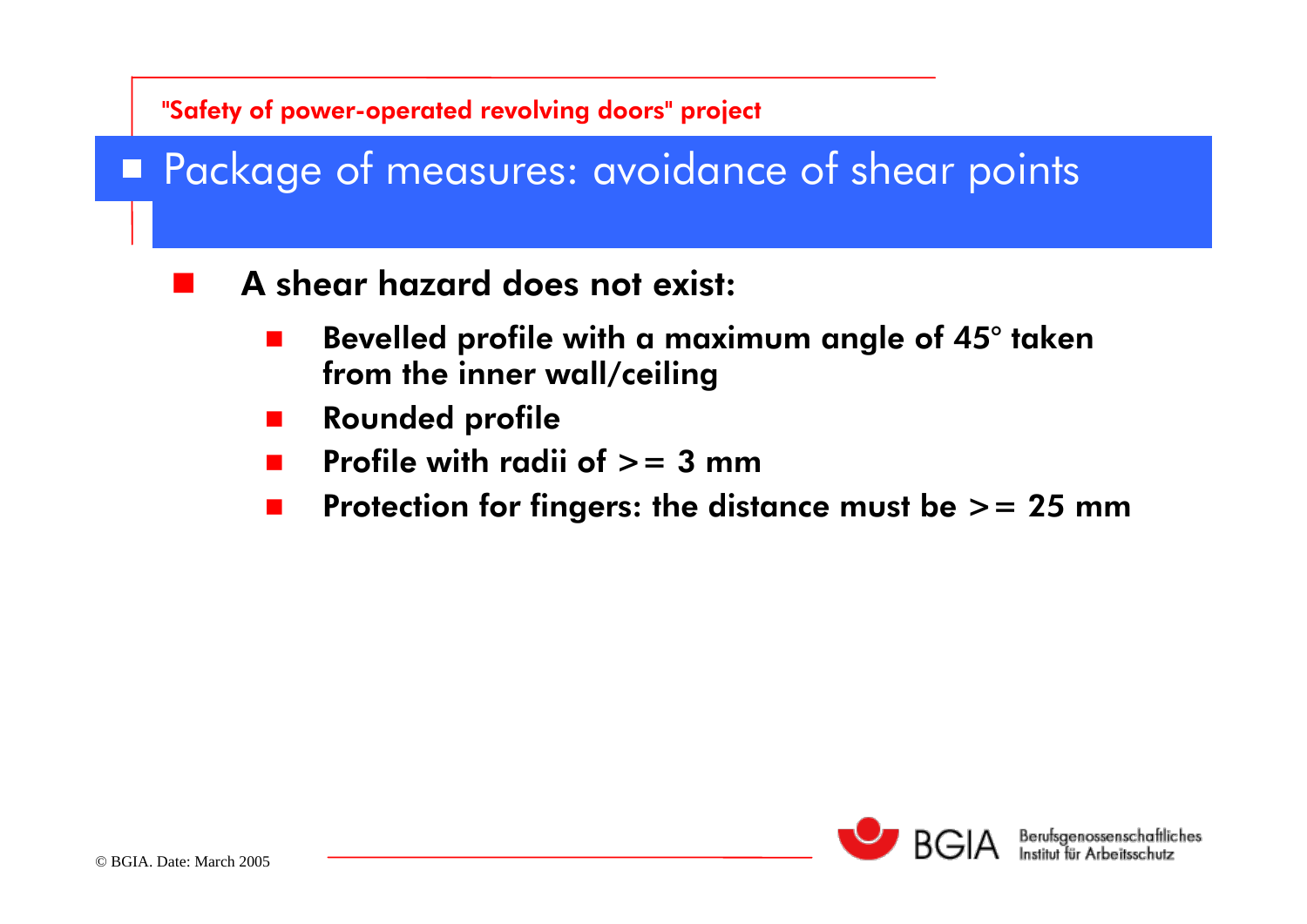"Safety of power-operated revolving doors" project

## Package of measures: avoidance of shear points

- **A shear hazard does not exist:**
  - **Bevelled profile with a maximum angle of 45° taken from the inner wall/ceiling**
  - **Rounded profile**
  - **Profile with radii of >= 3 mm**
  - **Protection for fingers: the distance must be >= 25 mm**

© BGIA. Date: March 2005

BGIA Berufsgenossenschaftliches Institut für Arbeitsschutz